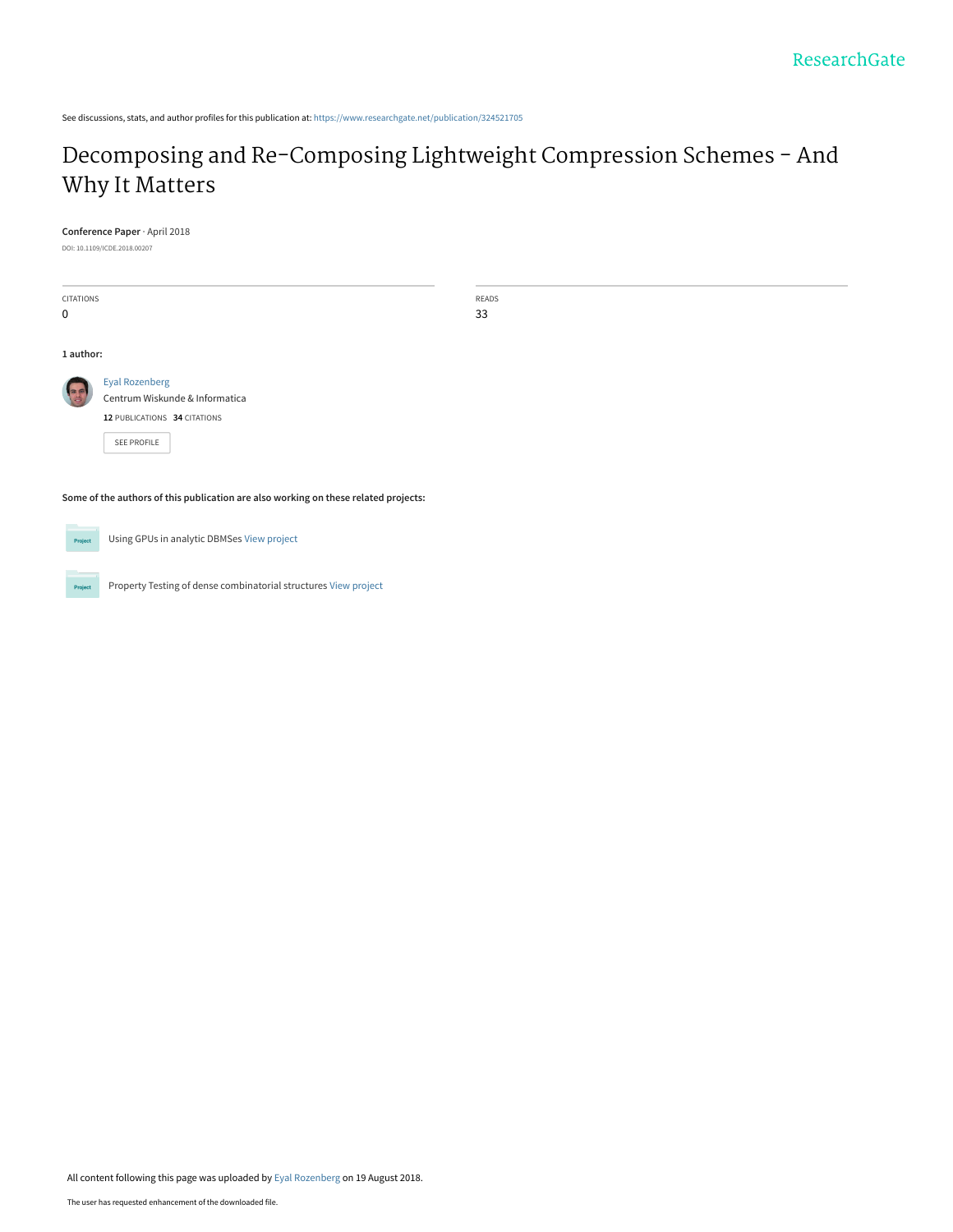See discussions, stats, and author profiles for this publication at: https://www.researchgate.net/publication/324521705

# Decomposing and Re-Composing Lightweight Compression Schemes - And Why It Matters

**Conference Paper** · April 2018

DOI: 10.1109/ICDE.2018.00207

| CITATIONS | READS |
| --- | --- |
| 0 | 33 |

**1 author:**

Eyal Rozenberg
Centrum Wiskunde & Informatica
**12** PUBLICATIONS **34** CITATIONS

SEE PROFILE

**Some of the authors of this publication are also working on these related projects:**

Using GPUs in analytic DBMSes View project

Property Testing of dense combinatorial structures View project

All content following this page was uploaded by Eyal Rozenberg on 19 August 2018.

The user has requested enhancement of the downloaded file.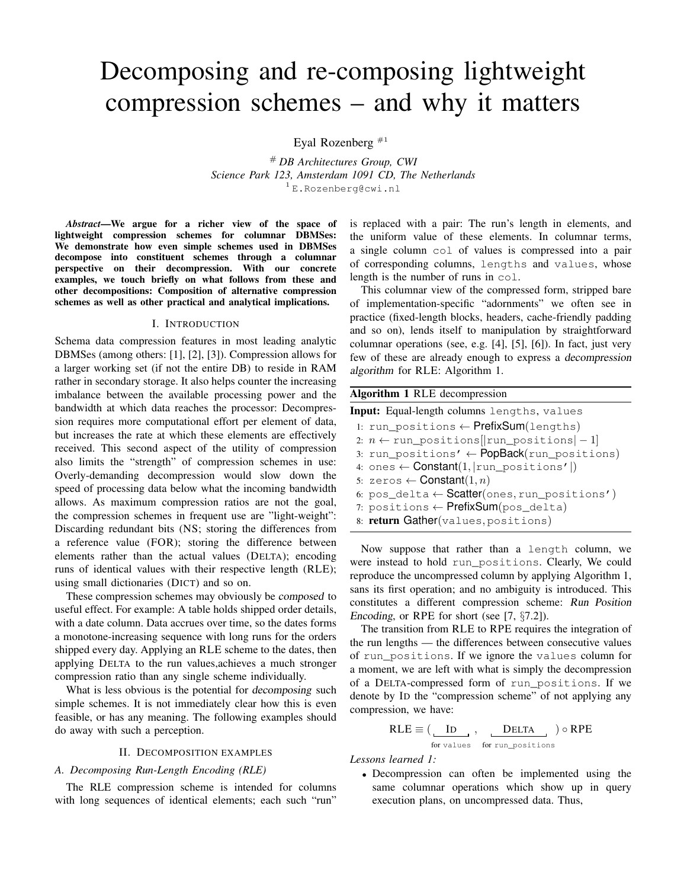# Decomposing and re-composing lightweight compression schemes – and why it matters

Eyal Rozenberg [#1]

[#] *DB Architectures Group, CWI*
*Science Park 123, Amsterdam 1091 CD, The Netherlands*
[1] `E.Rozenberg@cwi.nl`

***Abstract*—We argue for a richer view of the space of lightweight compression schemes for columnar DBMSes: We demonstrate how even simple schemes used in DBMSes decompose into constituent schemes through a columnar perspective on their decompression. With our concrete examples, we touch briefly on what follows from these and other decompositions: Composition of alternative compression schemes as well as other practical and analytical implications.**

## I. Introduction

Schema data compression features in most leading analytic DBMSes (among others: [1], [2], [3]). Compression allows for a larger working set (if not the entire DB) to reside in RAM rather in secondary storage. It also helps counter the increasing imbalance between the available processing power and the bandwidth at which data reaches the processor: Decompression requires more computational effort per element of data, but increases the rate at which these elements are effectively received. This second aspect of the utility of compression also limits the "strength" of compression schemes in use: Overly-demanding decompression would slow down the speed of processing data below what the incoming bandwidth allows. As maximum compression ratios are not the goal, the compression schemes in frequent use are "light-weight": Discarding redundant bits (NS; storing the differences from a reference value (FOR); storing the difference between elements rather than the actual values (Delta); encoding runs of identical values with their respective length (RLE); using small dictionaries (Dict) and so on.

These compression schemes may obviously be *composed* to useful effect. For example: A table holds shipped order details, with a date column. Data accrues over time, so the dates forms a monotone-increasing sequence with long runs for the orders shipped every day. Applying an RLE scheme to the dates, then applying Delta to the run values,achieves a much stronger compression ratio than any single scheme individually.

What is less obvious is the potential for *decomposing* such simple schemes. It is not immediately clear how this is even feasible, or has any meaning. The following examples should do away with such a perception.

## II. Decomposition examples

### A. Decomposing Run-Length Encoding (RLE)

The RLE compression scheme is intended for columns with long sequences of identical elements; each such "run" is replaced with a pair: The run's length in elements, and the uniform value of these elements. In columnar terms, a single column `col` of values is compressed into a pair of corresponding columns, `lengths` and `values`, whose length is the number of runs in `col`.

This columnar view of the compressed form, stripped bare of implementation-specific "adornments" we often see in practice (fixed-length blocks, headers, cache-friendly padding and so on), lends itself to manipulation by straightforward columnar operations (see, e.g. [4], [5], [6]). In fact, just very few of these are already enough to express a *decompression algorithm* for RLE: Algorithm 1.

**Algorithm 1** RLE decompression

**Input:** Equal-length columns `lengths`, `values`

1: `run_positions` ← **PrefixSum**(`lengths`)
2: $n$ ← `run_positions`[|`run_positions`| − 1]
3: `run_positions'` ← **PopBack**(`run_positions`)
4: `ones` ← **Constant**(1, |`run_positions'`|)
5: `zeros` ← **Constant**(1, $n$)
6: `pos_delta` ← **Scatter**(`ones`, `run_positions'`)
7: `positions` ← **PrefixSum**(`pos_delta`)
8: **return** **Gather**(`values`, `positions`)

Now suppose that rather than a `length` column, we were instead to hold `run_positions`. Clearly, We could reproduce the uncompressed column by applying Algorithm 1, sans its first operation; and no ambiguity is introduced. This constitutes a different compression scheme: *Run Position Encoding*, or RPE for short (see [7, §7.2]).

The transition from RLE to RPE requires the integration of the run lengths — the differences between consecutive values of `run_positions`. If we ignore the `values` column for a moment, we are left with what is simply the decompression of a Delta-compressed form of `run_positions`. If we denote by Id the "compression scheme" of not applying any compression, we have:

$$\text{RLE} \equiv (\underbrace{\text{ID}}_{\text{for values}}, \underbrace{\text{DELTA}}_{\text{for run\_positions}}) \circ \text{RPE}$$

*Lessons learned 1:*

- Decompression can often be implemented using the same columnar operations which show up in query execution plans, on uncompressed data. Thus,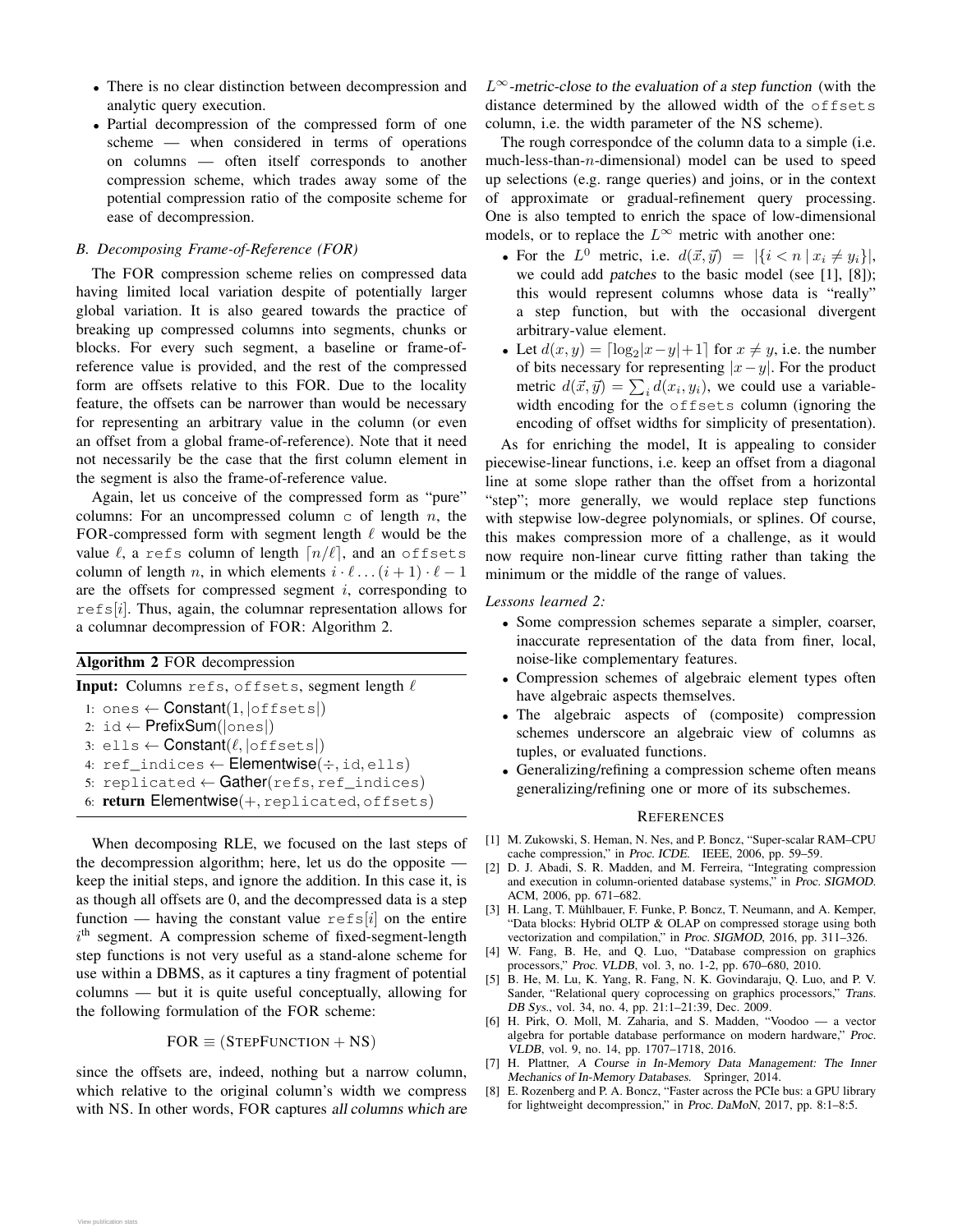- There is no clear distinction between decompression and analytic query execution.
- Partial decompression of the compressed form of one scheme — when considered in terms of operations on columns — often itself corresponds to another compression scheme, which trades away some of the potential compression ratio of the composite scheme for ease of decompression.

### B. Decomposing Frame-of-Reference (FOR)

The FOR compression scheme relies on compressed data having limited local variation despite of potentially larger global variation. It is also geared towards the practice of breaking up compressed columns into segments, chunks or blocks. For every such segment, a baseline or frame-of-reference value is provided, and the rest of the compressed form are offsets relative to this FOR. Due to the locality feature, the offsets can be narrower than would be necessary for representing an arbitrary value in the column (or even an offset from a global frame-of-reference). Note that it need not necessarily be the case that the first column element in the segment is also the frame-of-reference value.

Again, let us conceive of the compressed form as "pure" columns: For an uncompressed column `c` of length $n$, the FOR-compressed form with segment length $\ell$ would be the value $\ell$, a `refs` column of length $\lceil n/\ell \rceil$, and an `offsets` column of length $n$, in which elements $i \cdot \ell \ldots (i+1) \cdot \ell - 1$ are the offsets for compressed segment $i$, corresponding to `refs`$[i]$. Thus, again, the columnar representation allows for a columnar decompression of FOR: Algorithm 2.

**Algorithm 2** FOR decompression

**Input:** Columns `refs`, `offsets`, segment length $\ell$

```
1: ones ← Constant(1, |offsets|)
2: id ← PrefixSum(|ones|)
3: ells ← Constant(ℓ, |offsets|)
4: ref_indices ← Elementwise(÷, id, ells)
5: replicated ← Gather(refs, ref_indices)
6: return Elementwise(+, replicated, offsets)
```

When decomposing RLE, we focused on the last steps of the decompression algorithm; here, let us do the opposite — keep the initial steps, and ignore the addition. In this case it, is as though all offsets are 0, and the decompressed data is a step function — having the constant value `refs`$[i]$ on the entire $i^{\text{th}}$ segment. A compression scheme of fixed-segment-length step functions is not very useful as a stand-alone scheme for use within a DBMS, as it captures a tiny fragment of potential columns — but it is quite useful conceptually, allowing for the following formulation of the FOR scheme:

$$\text{FOR} \equiv (\text{StepFunction} + \text{NS})$$

since the offsets are, indeed, nothing but a narrow column, which relative to the original column's width we compress with NS. In other words, FOR captures *all columns which are $L^\infty$-metric-close to the evaluation of a step function* (with the distance determined by the allowed width of the `offsets` column, i.e. the width parameter of the NS scheme).

The rough correspondce of the column data to a simple (i.e. much-less-than-$n$-dimensional) model can be used to speed up selections (e.g. range queries) and joins, or in the context of approximate or gradual-refinement query processing. One is also tempted to enrich the space of low-dimensional models, or to replace the $L^\infty$ metric with another one:

- For the $L^0$ metric, i.e. $d(\vec{x}, \vec{y}) = |\{i < n \mid x_i \neq y_i\}|$, we could add *patches* to the basic model (see [1], [8]); this would represent columns whose data is "really" a step function, but with the occasional divergent arbitrary-value element.
- Let $d(x, y) = \lceil \log_2 |x-y| + 1 \rceil$ for $x \neq y$, i.e. the number of bits necessary for representing $|x-y|$. For the product metric $d(\vec{x}, \vec{y}) = \sum_i d(x_i, y_i)$, we could use a variable-width encoding for the `offsets` column (ignoring the encoding of offset widths for simplicity of presentation).

As for enriching the model, It is appealing to consider piecewise-linear functions, i.e. keep an offset from a diagonal line at some slope rather than the offset from a horizontal "step"; more generally, we would replace step functions with stepwise low-degree polynomials, or splines. Of course, this makes compression more of a challenge, as it would now require non-linear curve fitting rather than taking the minimum or the middle of the range of values.

*Lessons learned 2:*

- Some compression schemes separate a simpler, coarser, inaccurate representation of the data from finer, local, noise-like complementary features.
- Compression schemes of algebraic element types often have algebraic aspects themselves.
- The algebraic aspects of (composite) compression schemes underscore an algebraic view of columns as tuples, or evaluated functions.
- Generalizing/refining a compression scheme often means generalizing/refining one or more of its subschemes.

## References

[1] M. Zukowski, S. Heman, N. Nes, and P. Boncz, "Super-scalar RAM–CPU cache compression," in *Proc. ICDE*. IEEE, 2006, pp. 59–59.

[2] D. J. Abadi, S. R. Madden, and M. Ferreira, "Integrating compression and execution in column-oriented database systems," in *Proc. SIGMOD*. ACM, 2006, pp. 671–682.

[3] H. Lang, T. Mühlbauer, F. Funke, P. Boncz, T. Neumann, and A. Kemper, "Data blocks: Hybrid OLTP & OLAP on compressed storage using both vectorization and compilation," in *Proc. SIGMOD*, 2016, pp. 311–326.

[4] W. Fang, B. He, and Q. Luo, "Database compression on graphics processors," *Proc. VLDB*, vol. 3, no. 1-2, pp. 670–680, 2010.

[5] B. He, M. Lu, K. Yang, R. Fang, N. K. Govindaraju, Q. Luo, and P. V. Sander, "Relational query coprocessing on graphics processors," *Trans. DB Sys.*, vol. 34, no. 4, pp. 21:1–21:39, Dec. 2009.

[6] H. Pirk, O. Moll, M. Zaharia, and S. Madden, "Voodoo — a vector algebra for portable database performance on modern hardware," *Proc. VLDB*, vol. 9, no. 14, pp. 1707–1718, 2016.

[7] H. Plattner, *A Course in In-Memory Data Management: The Inner Mechanics of In-Memory Databases*. Springer, 2014.

[8] E. Rozenberg and P. A. Boncz, "Faster across the PCIe bus: a GPU library for lightweight decompression," in *Proc. DaMoN*, 2017, pp. 8:1–8:5.